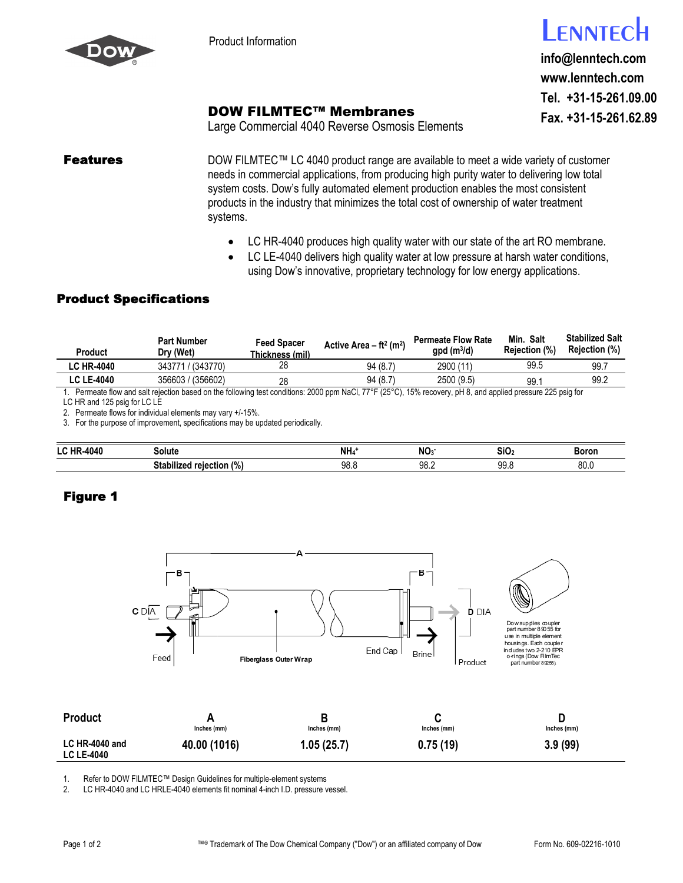Product Information

**LENNTECH**
info@lenntech.com
www.lenntech.com
Tel. +31-15-261.09.00
Fax. +31-15-261.62.89

# DOW FILMTEC™ Membranes

Large Commercial 4040 Reverse Osmosis Elements

## Features

DOW FILMTEC™ LC 4040 product range are available to meet a wide variety of customer needs in commercial applications, from producing high purity water to delivering low total system costs. Dow's fully automated element production enables the most consistent products in the industry that minimizes the total cost of ownership of water treatment systems.

- LC HR-4040 produces high quality water with our state of the art RO membrane.
- LC LE-4040 delivers high quality water at low pressure at harsh water conditions, using Dow's innovative, proprietary technology for low energy applications.

## Product Specifications

| Product | Part Number Dry (Wet) | Feed Spacer Thickness (mil) | Active Area – $ft^2$ ($m^2$) | Permeate Flow Rate gpd ($m^3$/d) | Min. Salt Rejection (%) | Stabilized Salt Rejection (%) |
|---|---|---|---|---|---|---|
| **LC HR-4040** | 343771 / (343770) | 28 | 94 (8.7) | 2900 (11) | 99.5 | 99.7 |
| **LC LE-4040** | 356603 / (356602) | 28 | 94 (8.7) | 2500 (9.5) | 99.1 | 99.2 |

1. Permeate flow and salt rejection based on the following test conditions: 2000 ppm NaCl, 77°F (25°C), 15% recovery, pH 8, and applied pressure 225 psig for LC HR and 125 psig for LC LE
2. Permeate flows for individual elements may vary +/-15%.
3. For the purpose of improvement, specifications may be updated periodically.

| LC HR-4040 | Solute | $NH_4^+$ | $NO_3^-$ | $SiO_2$ | Boron |
|---|---|---|---|---|---|
| | Stabilized rejection (%) | 98.8 | 98.2 | 99.8 | 80.0 |

## Figure 1

A, B, C DIA, D DIA, Feed, Fiberglass Outer Wrap, End Cap, Brine, Product

Dow supplies coupler part number 89055 for use in multiple element housings. Each coupler includes two 2-210 EPR o-rings (Dow FilmTec part number 89255)

| Product | A Inches (mm) | B Inches (mm) | C Inches (mm) | D Inches (mm) |
|---|---|---|---|---|
| **LC HR-4040 and LC LE-4040** | 40.00 (1016) | 1.05 (25.7) | 0.75 (19) | 3.9 (99) |

1. Refer to DOW FILMTEC™ Design Guidelines for multiple-element systems
2. LC HR-4040 and LC HRLE-4040 elements fit nominal 4-inch I.D. pressure vessel.

™® Trademark of The Dow Chemical Company ("Dow") or an affiliated company of Dow

Form No. 609-02216-1010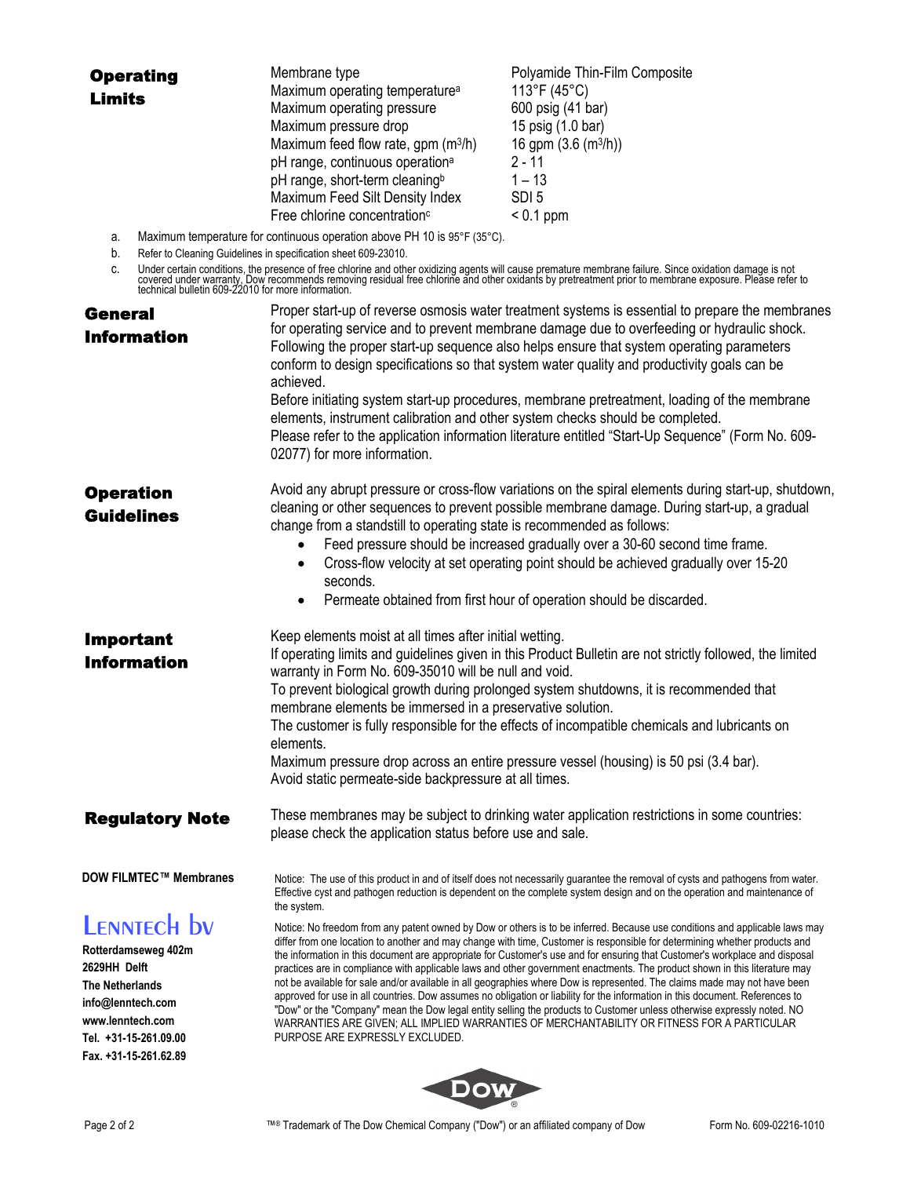## Operating Limits

| | |
|---|---|
| Membrane type | Polyamide Thin-Film Composite |
| Maximum operating temperature[a] | 113°F (45°C) |
| Maximum operating pressure | 600 psig (41 bar) |
| Maximum pressure drop | 15 psig (1.0 bar) |
| Maximum feed flow rate, gpm ($m^3$/h) | 16 gpm (3.6 ($m^3$/h)) |
| pH range, continuous operation[a] | 2 - 11 |
| pH range, short-term cleaning[b] | 1 – 13 |
| Maximum Feed Silt Density Index | SDI 5 |
| Free chlorine concentration[c] | < 0.1 ppm |

a. Maximum temperature for continuous operation above PH 10 is 95°F (35°C).

b. Refer to Cleaning Guidelines in specification sheet 609-23010.

c. Under certain conditions, the presence of free chlorine and other oxidizing agents will cause premature membrane failure. Since oxidation damage is not covered under warranty, Dow recommends removing residual free chlorine and other oxidants by pretreatment prior to membrane exposure. Please refer to technical bulletin 609-22010 for more information.

## General Information

Proper start-up of reverse osmosis water treatment systems is essential to prepare the membranes for operating service and to prevent membrane damage due to overfeeding or hydraulic shock. Following the proper start-up sequence also helps ensure that system operating parameters conform to design specifications so that system water quality and productivity goals can be achieved.

Before initiating system start-up procedures, membrane pretreatment, loading of the membrane elements, instrument calibration and other system checks should be completed.

Please refer to the application information literature entitled "Start-Up Sequence" (Form No. 609-02077) for more information.

## Operation Guidelines

Avoid any abrupt pressure or cross-flow variations on the spiral elements during start-up, shutdown, cleaning or other sequences to prevent possible membrane damage. During start-up, a gradual change from a standstill to operating state is recommended as follows:

- Feed pressure should be increased gradually over a 30-60 second time frame.
- Cross-flow velocity at set operating point should be achieved gradually over 15-20 seconds.
- Permeate obtained from first hour of operation should be discarded.

## Important Information

Keep elements moist at all times after initial wetting.

If operating limits and guidelines given in this Product Bulletin are not strictly followed, the limited warranty in Form No. 609-35010 will be null and void.

To prevent biological growth during prolonged system shutdowns, it is recommended that membrane elements be immersed in a preservative solution.

The customer is fully responsible for the effects of incompatible chemicals and lubricants on elements.

Maximum pressure drop across an entire pressure vessel (housing) is 50 psi (3.4 bar).

Avoid static permeate-side backpressure at all times.

## Regulatory Note

These membranes may be subject to drinking water application restrictions in some countries: please check the application status before use and sale.

**DOW FILMTEC™ Membranes**

**Lenntech bv**

**Rotterdamseweg 402m**
**2629HH Delft**
**The Netherlands**
**info@lenntech.com**
**www.lenntech.com**
**Tel. +31-15-261.09.00**
**Fax. +31-15-261.62.89**

Notice: The use of this product in and of itself does not necessarily guarantee the removal of cysts and pathogens from water. Effective cyst and pathogen reduction is dependent on the complete system design and on the operation and maintenance of the system.

Notice: No freedom from any patent owned by Dow or others is to be inferred. Because use conditions and applicable laws may differ from one location to another and may change with time, Customer is responsible for determining whether products and the information in this document are appropriate for Customer's use and for ensuring that Customer's workplace and disposal practices are in compliance with applicable laws and other government enactments. The product shown in this literature may not be available for sale and/or available in all geographies where Dow is represented. The claims made may not have been approved for use in all countries. Dow assumes no obligation or liability for the information in this document. References to "Dow" or the "Company" mean the Dow legal entity selling the products to Customer unless otherwise expressly noted. NO WARRANTIES ARE GIVEN; ALL IMPLIED WARRANTIES OF MERCHANTABILITY OR FITNESS FOR A PARTICULAR PURPOSE ARE EXPRESSLY EXCLUDED.

™® Trademark of The Dow Chemical Company ("Dow") or an affiliated company of Dow

Form No. 609-02216-1010